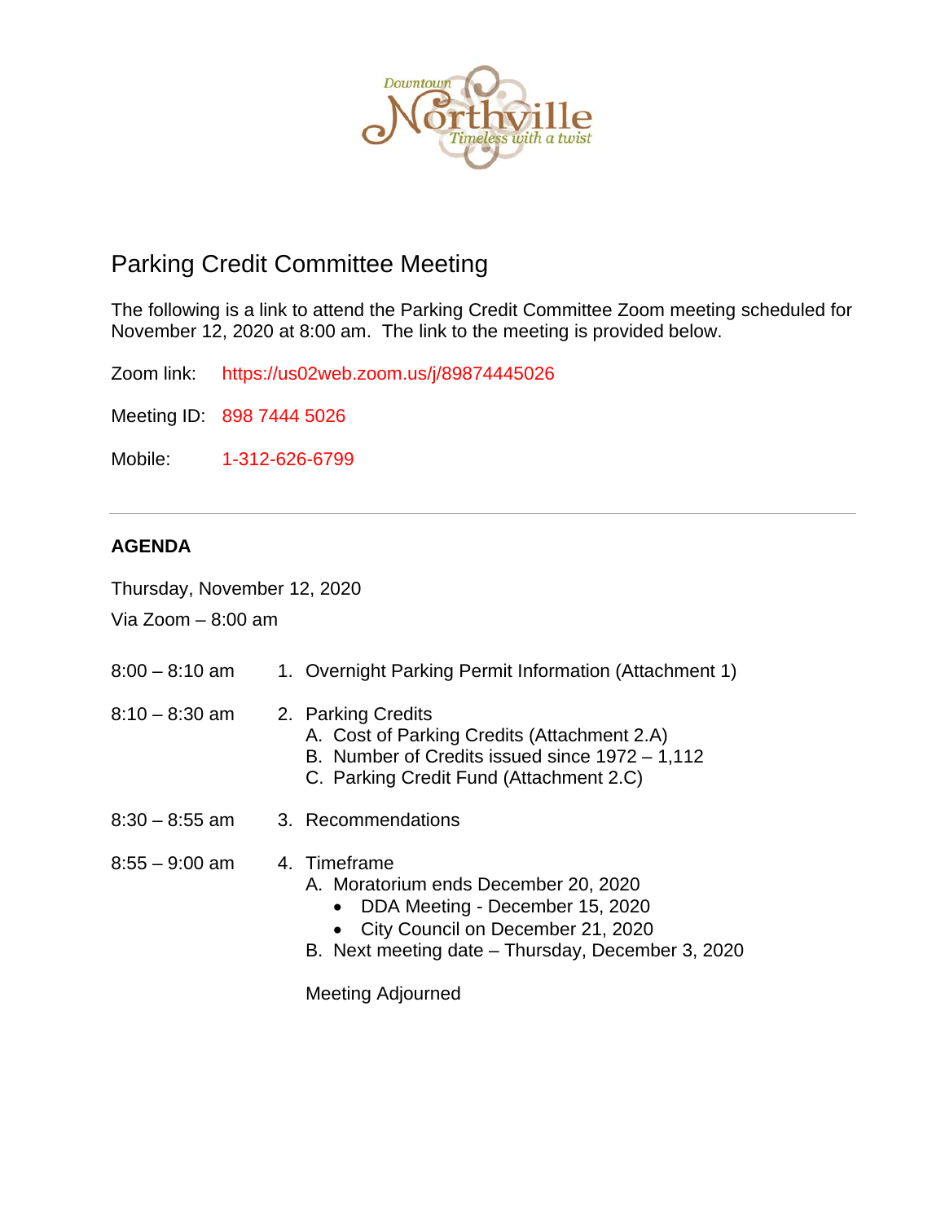Downtown Northville Timeless with a twist

# Parking Credit Committee Meeting

The following is a link to attend the Parking Credit Committee Zoom meeting scheduled for November 12, 2020 at 8:00 am. The link to the meeting is provided below.

Zoom link: https://us02web.zoom.us/j/89874445026

Meeting ID: 898 7444 5026

Mobile: 1-312-626-6799

---

**AGENDA**

Thursday, November 12, 2020

Via Zoom – 8:00 am

8:00 – 8:10 am
1. Overnight Parking Permit Information (Attachment 1)

8:10 – 8:30 am
2. Parking Credits
   A. Cost of Parking Credits (Attachment 2.A)
   B. Number of Credits issued since 1972 – 1,112
   C. Parking Credit Fund (Attachment 2.C)

8:30 – 8:55 am
3. Recommendations

8:55 – 9:00 am
4. Timeframe
   A. Moratorium ends December 20, 2020
      - DDA Meeting - December 15, 2020
      - City Council on December 21, 2020
   B. Next meeting date – Thursday, December 3, 2020

Meeting Adjourned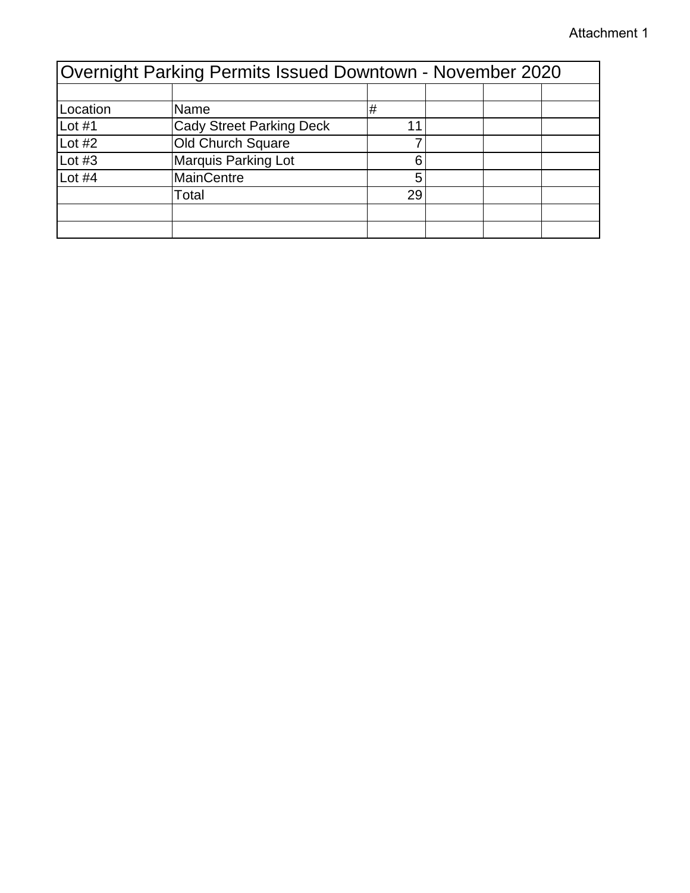Attachment 1

| Overnight Parking Permits Issued Downtown - November 2020 | | | | | |
|---|---|---|---|---|---|
| | | | | | |
| Location | Name | # | | | |
| Lot #1 | Cady Street Parking Deck | 11 | | | |
| Lot #2 | Old Church Square | 7 | | | |
| Lot #3 | Marquis Parking Lot | 6 | | | |
| Lot #4 | MainCentre | 5 | | | |
| | Total | 29 | | | |
| | | | | | |
| | | | | | |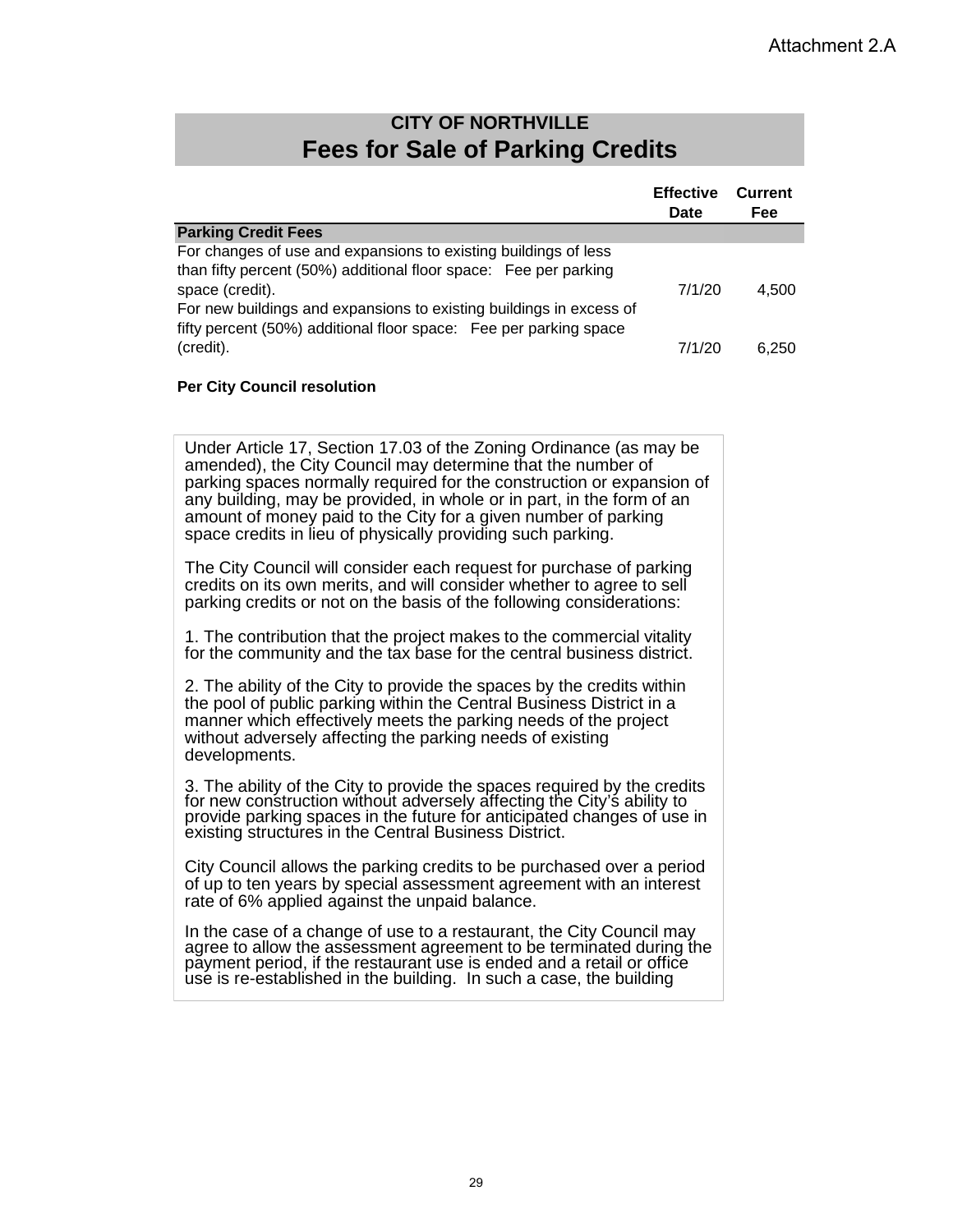Attachment 2.A

# CITY OF NORTHVILLE
## Fees for Sale of Parking Credits

| | Effective Date | Current Fee |
|---|---|---|
| **Parking Credit Fees** | | |
| For changes of use and expansions to existing buildings of less than fifty percent (50%) additional floor space: Fee per parking space (credit). | 7/1/20 | 4,500 |
| For new buildings and expansions to existing buildings in excess of fifty percent (50%) additional floor space: Fee per parking space (credit). | 7/1/20 | 6,250 |

**Per City Council resolution**

Under Article 17, Section 17.03 of the Zoning Ordinance (as may be amended), the City Council may determine that the number of parking spaces normally required for the construction or expansion of any building, may be provided, in whole or in part, in the form of an amount of money paid to the City for a given number of parking space credits in lieu of physically providing such parking.

The City Council will consider each request for purchase of parking credits on its own merits, and will consider whether to agree to sell parking credits or not on the basis of the following considerations:

1. The contribution that the project makes to the commercial vitality for the community and the tax base for the central business district.

2. The ability of the City to provide the spaces by the credits within the pool of public parking within the Central Business District in a manner which effectively meets the parking needs of the project without adversely affecting the parking needs of existing developments.

3. The ability of the City to provide the spaces required by the credits for new construction without adversely affecting the City's ability to provide parking spaces in the future for anticipated changes of use in existing structures in the Central Business District.

City Council allows the parking credits to be purchased over a period of up to ten years by special assessment agreement with an interest rate of 6% applied against the unpaid balance.

In the case of a change of use to a restaurant, the City Council may agree to allow the assessment agreement to be terminated during the payment period, if the restaurant use is ended and a retail or office use is re-established in the building. In such a case, the building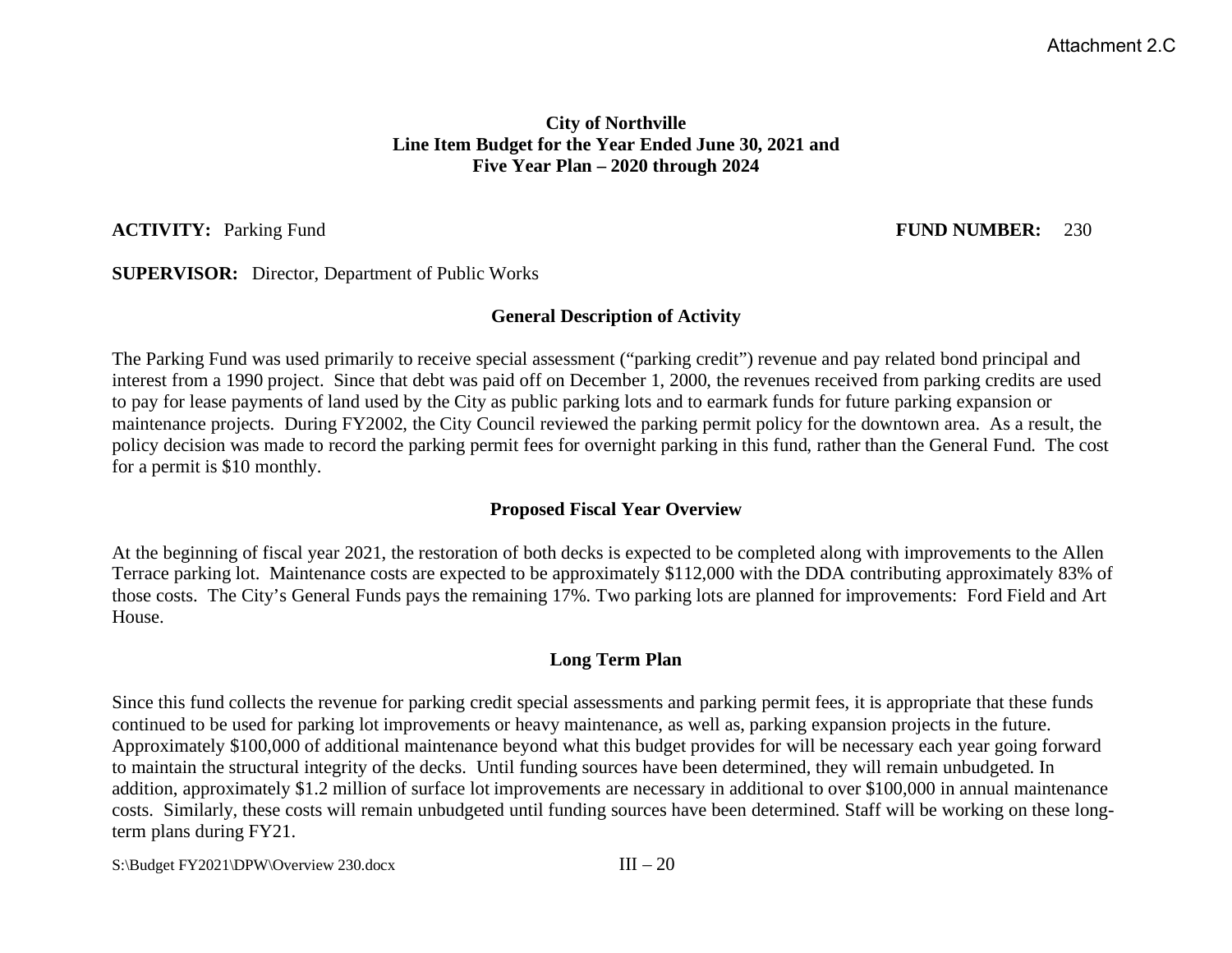Attachment 2.C

**City of Northville**
**Line Item Budget for the Year Ended June 30, 2021 and**
**Five Year Plan – 2020 through 2024**

**ACTIVITY:** Parking Fund **FUND NUMBER:** 230

**SUPERVISOR:** Director, Department of Public Works

## General Description of Activity

The Parking Fund was used primarily to receive special assessment ("parking credit") revenue and pay related bond principal and interest from a 1990 project. Since that debt was paid off on December 1, 2000, the revenues received from parking credits are used to pay for lease payments of land used by the City as public parking lots and to earmark funds for future parking expansion or maintenance projects. During FY2002, the City Council reviewed the parking permit policy for the downtown area. As a result, the policy decision was made to record the parking permit fees for overnight parking in this fund, rather than the General Fund. The cost for a permit is $10 monthly.

## Proposed Fiscal Year Overview

At the beginning of fiscal year 2021, the restoration of both decks is expected to be completed along with improvements to the Allen Terrace parking lot. Maintenance costs are expected to be approximately $112,000 with the DDA contributing approximately 83% of those costs. The City's General Funds pays the remaining 17%. Two parking lots are planned for improvements: Ford Field and Art House.

## Long Term Plan

Since this fund collects the revenue for parking credit special assessments and parking permit fees, it is appropriate that these funds continued to be used for parking lot improvements or heavy maintenance, as well as, parking expansion projects in the future. Approximately $100,000 of additional maintenance beyond what this budget provides for will be necessary each year going forward to maintain the structural integrity of the decks. Until funding sources have been determined, they will remain unbudgeted. In addition, approximately $1.2 million of surface lot improvements are necessary in additional to over $100,000 in annual maintenance costs. Similarly, these costs will remain unbudgeted until funding sources have been determined. Staff will be working on these long-term plans during FY21.

S:\Budget FY2021\DPW\Overview 230.docx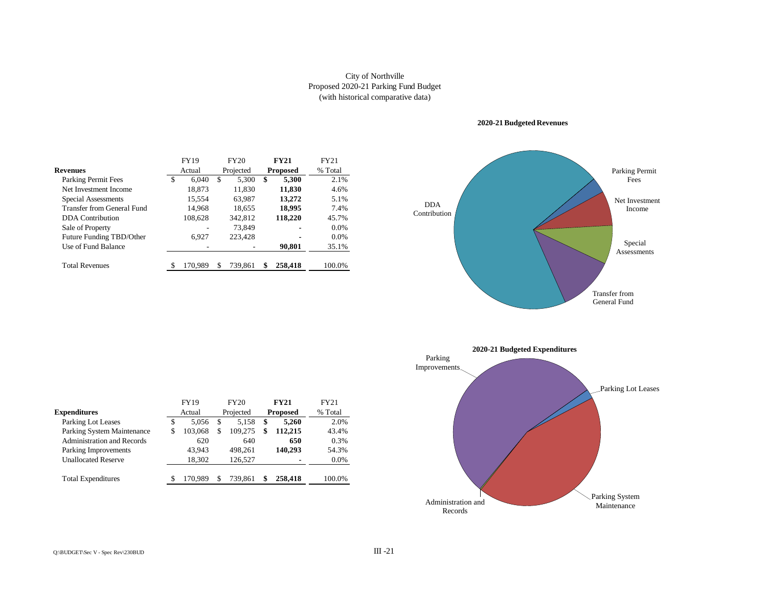# City of Northville
## Proposed 2020-21 Parking Fund Budget
### (with historical comparative data)

| Revenues | FY19 Actual | FY20 Projected | **FY21 Proposed** | FY21 % Total |
|---|---|---|---|---|
| Parking Permit Fees | $ 6,040 | $ 5,300 | **$ 5,300** | 2.1% |
| Net Investment Income | 18,873 | 11,830 | **11,830** | 4.6% |
| Special Assessments | 15,554 | 63,987 | **13,272** | 5.1% |
| Transfer from General Fund | 14,968 | 18,655 | **18,995** | 7.4% |
| DDA Contribution | 108,628 | 342,812 | **118,220** | 45.7% |
| Sale of Property | - | 73,849 | **-** | 0.0% |
| Future Funding TBD/Other | 6,927 | 223,428 | **-** | 0.0% |
| Use of Fund Balance | - | - | **90,801** | 35.1% |
| Total Revenues | $ 170,989 | $ 739,861 | **$ 258,418** | 100.0% |

**2020-21 Budgeted Revenues**

Parking Permit Fees

Net Investment Income

Special Assessments

Transfer from General Fund

DDA Contribution

| Expenditures | FY19 Actual | FY20 Projected | **FY21 Proposed** | FY21 % Total |
|---|---|---|---|---|
| Parking Lot Leases | $ 5,056 | $ 5,158 | **$ 5,260** | 2.0% |
| Parking System Maintenance | $ 103,068 | $ 109,275 | **$ 112,215** | 43.4% |
| Administration and Records | 620 | 640 | **650** | 0.3% |
| Parking Improvements | 43,943 | 498,261 | **140,293** | 54.3% |
| Unallocated Reserve | 18,302 | 126,527 | **-** | 0.0% |
| Total Expenditures | $ 170,989 | $ 739,861 | **$ 258,418** | 100.0% |

**2020-21 Budgeted Expenditures**

Parking Improvements

Parking Lot Leases

Parking System Maintenance

Administration and Records

Q:\BUDGET\Sec V - Spec Rev\230BUD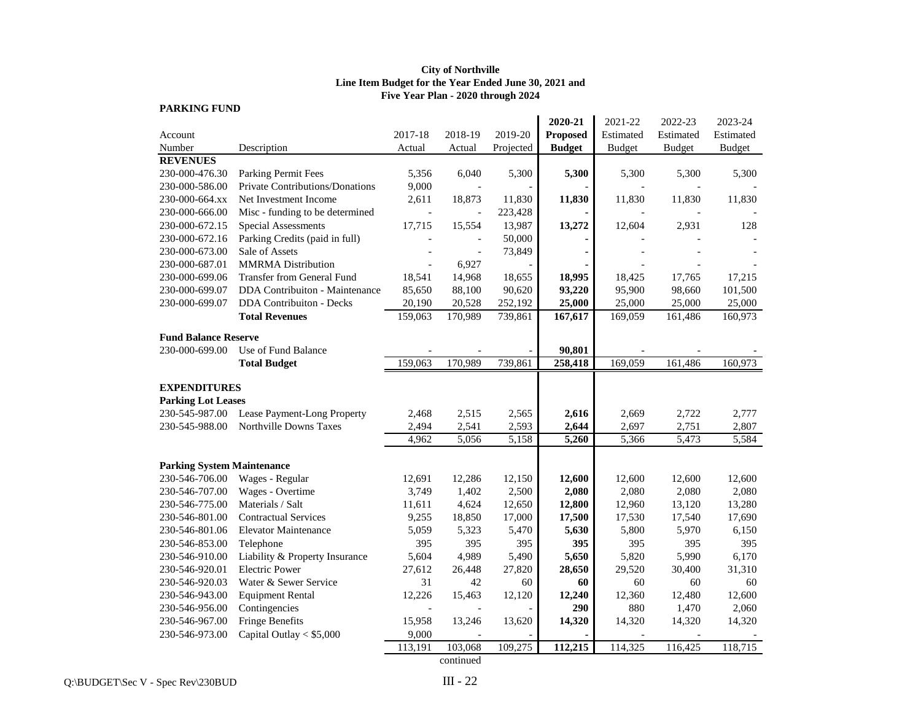**City of Northville**
**Line Item Budget for the Year Ended June 30, 2021 and**
**Five Year Plan - 2020 through 2024**

**PARKING FUND**

| Account Number | Description | 2017-18 Actual | 2018-19 Actual | 2019-20 Projected | **2020-21 Proposed Budget** | 2021-22 Estimated Budget | 2022-23 Estimated Budget | 2023-24 Estimated Budget |
|---|---|---|---|---|---|---|---|---|
| **REVENUES** | | | | | | | | |
| 230-000-476.30 | Parking Permit Fees | 5,356 | 6,040 | 5,300 | **5,300** | 5,300 | 5,300 | 5,300 |
| 230-000-586.00 | Private Contributions/Donations | 9,000 | - | - | - | - | - | - |
| 230-000-664.xx | Net Investment Income | 2,611 | 18,873 | 11,830 | **11,830** | 11,830 | 11,830 | 11,830 |
| 230-000-666.00 | Misc - funding to be determined | - | - | 223,428 | - | - | - | - |
| 230-000-672.15 | Special Assessments | 17,715 | 15,554 | 13,987 | **13,272** | 12,604 | 2,931 | 128 |
| 230-000-672.16 | Parking Credits (paid in full) | - | - | 50,000 | - | - | - | - |
| 230-000-673.00 | Sale of Assets | - | - | 73,849 | - | - | - | - |
| 230-000-687.01 | MMRMA Distribution | - | 6,927 | - | - | - | - | - |
| 230-000-699.06 | Transfer from General Fund | 18,541 | 14,968 | 18,655 | **18,995** | 18,425 | 17,765 | 17,215 |
| 230-000-699.07 | DDA Contribuiton - Maintenance | 85,650 | 88,100 | 90,620 | **93,220** | 95,900 | 98,660 | 101,500 |
| 230-000-699.07 | DDA Contribuiton - Decks | 20,190 | 20,528 | 252,192 | **25,000** | 25,000 | 25,000 | 25,000 |
| | **Total Revenues** | 159,063 | 170,989 | 739,861 | **167,617** | 169,059 | 161,486 | 160,973 |
| **Fund Balance Reserve** | | | | | | | | |
| 230-000-699.00 | Use of Fund Balance | - | - | - | **90,801** | - | - | - |
| | **Total Budget** | 159,063 | 170,989 | 739,861 | **258,418** | 169,059 | 161,486 | 160,973 |
| **EXPENDITURES** | | | | | | | | |
| **Parking Lot Leases** | | | | | | | | |
| 230-545-987.00 | Lease Payment-Long Property | 2,468 | 2,515 | 2,565 | **2,616** | 2,669 | 2,722 | 2,777 |
| 230-545-988.00 | Northville Downs Taxes | 2,494 | 2,541 | 2,593 | **2,644** | 2,697 | 2,751 | 2,807 |
| | | 4,962 | 5,056 | 5,158 | **5,260** | 5,366 | 5,473 | 5,584 |
| **Parking System Maintenance** | | | | | | | | |
| 230-546-706.00 | Wages - Regular | 12,691 | 12,286 | 12,150 | **12,600** | 12,600 | 12,600 | 12,600 |
| 230-546-707.00 | Wages - Overtime | 3,749 | 1,402 | 2,500 | **2,080** | 2,080 | 2,080 | 2,080 |
| 230-546-775.00 | Materials / Salt | 11,611 | 4,624 | 12,650 | **12,800** | 12,960 | 13,120 | 13,280 |
| 230-546-801.00 | Contractual Services | 9,255 | 18,850 | 17,000 | **17,500** | 17,530 | 17,540 | 17,690 |
| 230-546-801.06 | Elevator Maintenance | 5,059 | 5,323 | 5,470 | **5,630** | 5,800 | 5,970 | 6,150 |
| 230-546-853.00 | Telephone | 395 | 395 | 395 | **395** | 395 | 395 | 395 |
| 230-546-910.00 | Liability & Property Insurance | 5,604 | 4,989 | 5,490 | **5,650** | 5,820 | 5,990 | 6,170 |
| 230-546-920.01 | Electric Power | 27,612 | 26,448 | 27,820 | **28,650** | 29,520 | 30,400 | 31,310 |
| 230-546-920.03 | Water & Sewer Service | 31 | 42 | 60 | **60** | 60 | 60 | 60 |
| 230-546-943.00 | Equipment Rental | 12,226 | 15,463 | 12,120 | **12,240** | 12,360 | 12,480 | 12,600 |
| 230-546-956.00 | Contingencies | - | - | - | **290** | 880 | 1,470 | 2,060 |
| 230-546-967.00 | Fringe Benefits | 15,958 | 13,246 | 13,620 | **14,320** | 14,320 | 14,320 | 14,320 |
| 230-546-973.00 | Capital Outlay < $5,000 | 9,000 | - | - | - | - | - | - |
| | | 113,191 | 103,068 | 109,275 | **112,215** | 114,325 | 116,425 | 118,715 |

continued

Q:\BUDGET\Sec V - Spec Rev\230BUD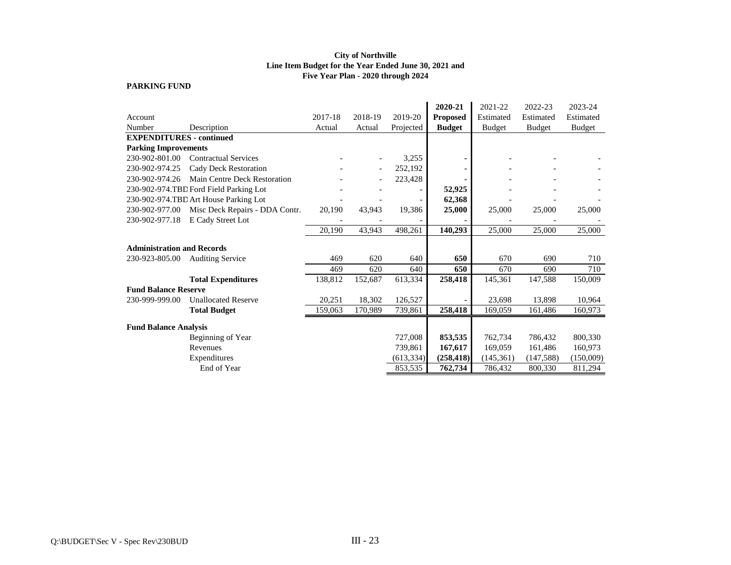**City of Northville**
**Line Item Budget for the Year Ended June 30, 2021 and**
**Five Year Plan - 2020 through 2024**

**PARKING FUND**

| Account Number | Description | 2017-18 Actual | 2018-19 Actual | 2019-20 Projected | 2020-21 Proposed Budget | 2021-22 Estimated Budget | 2022-23 Estimated Budget | 2023-24 Estimated Budget |
|---|---|---|---|---|---|---|---|---|
| **EXPENDITURES - continued** | | | | | | | | |
| **Parking Improvements** | | | | | | | | |
| 230-902-801.00 | Contractual Services | - | - | 3,255 | - | - | - | - |
| 230-902-974.25 | Cady Deck Restoration | - | - | 252,192 | - | - | - | - |
| 230-902-974.26 | Main Centre Deck Restoration | - | - | 223,428 | - | - | - | - |
| 230-902-974.TBD | Ford Field Parking Lot | - | - | - | **52,925** | - | - | - |
| 230-902-974.TBD | Art House Parking Lot | - | - | - | **62,368** | - | - | - |
| 230-902-977.00 | Misc Deck Repairs - DDA Contr. | 20,190 | 43,943 | 19,386 | **25,000** | 25,000 | 25,000 | 25,000 |
| 230-902-977.18 | E Cady Street Lot | - | - | - | - | - | - | - |
| | | 20,190 | 43,943 | 498,261 | **140,293** | 25,000 | 25,000 | 25,000 |
| **Administration and Records** | | | | | | | | |
| 230-923-805.00 | Auditing Service | 469 | 620 | 640 | **650** | 670 | 690 | 710 |
| | | 469 | 620 | 640 | **650** | 670 | 690 | 710 |
| | **Total Expenditures** | 138,812 | 152,687 | 613,334 | **258,418** | 145,361 | 147,588 | 150,009 |
| **Fund Balance Reserve** | | | | | | | | |
| 230-999-999.00 | Unallocated Reserve | 20,251 | 18,302 | 126,527 | - | 23,698 | 13,898 | 10,964 |
| | **Total Budget** | 159,063 | 170,989 | 739,861 | **258,418** | 169,059 | 161,486 | 160,973 |
| **Fund Balance Analysis** | | | | | | | | |
| | Beginning of Year | | | 727,008 | **853,535** | 762,734 | 786,432 | 800,330 |
| | Revenues | | | 739,861 | **167,617** | 169,059 | 161,486 | 160,973 |
| | Expenditures | | | (613,334) | **(258,418)** | (145,361) | (147,588) | (150,009) |
| | End of Year | | | 853,535 | **762,734** | 786,432 | 800,330 | 811,294 |

Q:\BUDGET\Sec V - Spec Rev\230BUD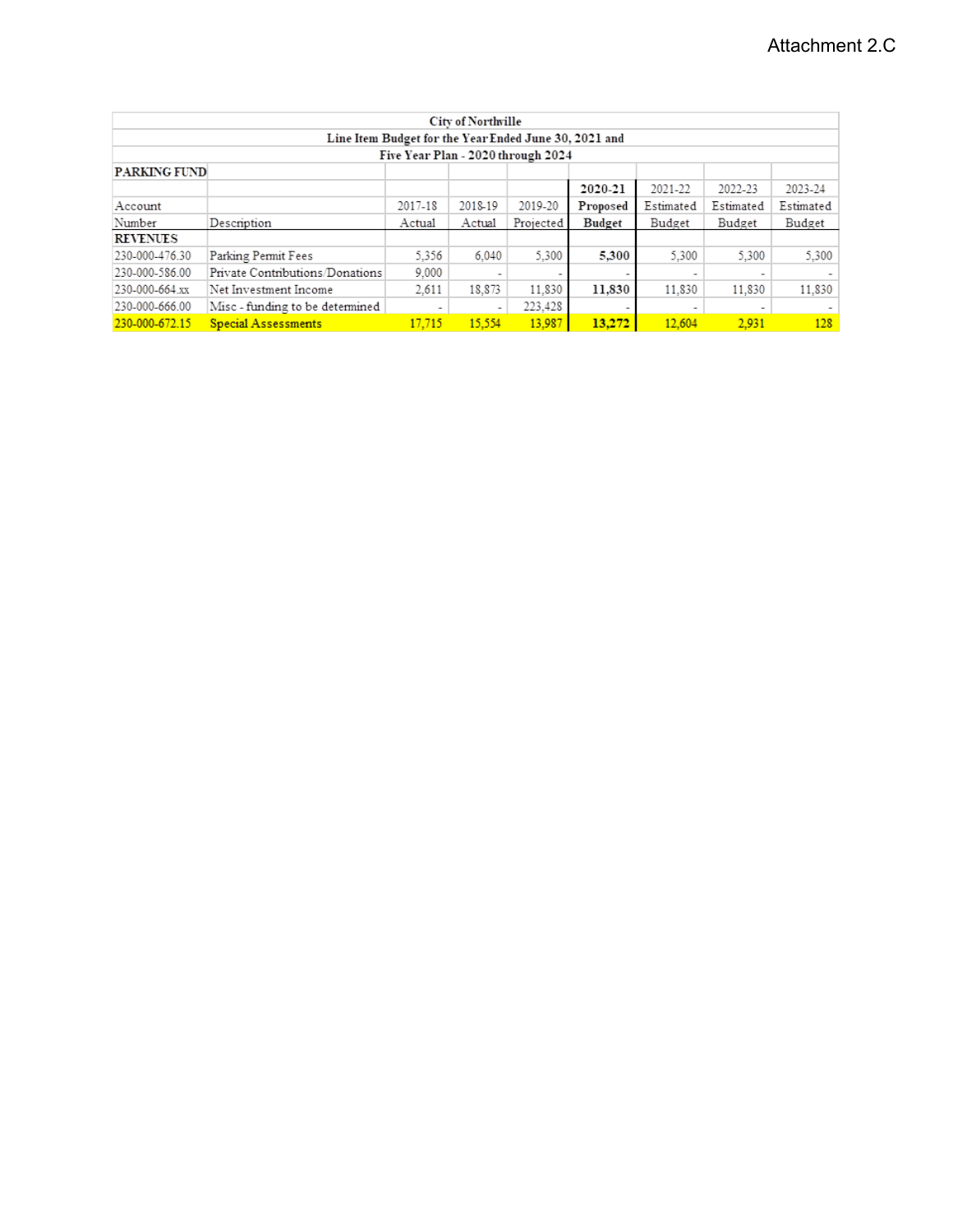Attachment 2.C

| City of Northville | | | | | | | | |
|---|---|---|---|---|---|---|---|---|
| Line Item Budget for the Year Ended June 30, 2021 and | | | | | | | | |
| Five Year Plan - 2020 through 2024 | | | | | | | | |
| **PARKING FUND** | | | | | | | | |
| | | | | | **2020-21** | 2021-22 | 2022-23 | 2023-24 |
| Account | | 2017-18 | 2018-19 | 2019-20 | **Proposed** | Estimated | Estimated | Estimated |
| Number | Description | Actual | Actual | Projected | **Budget** | Budget | Budget | Budget |
| **REVENUES** | | | | | | | | |
| 230-000-476.30 | Parking Permit Fees | 5,356 | 6,040 | 5,300 | **5,300** | 5,300 | 5,300 | 5,300 |
| 230-000-586.00 | Private Contributions/Donations | 9,000 | - | - | - | - | - | - |
| 230-000-664.xx | Net Investment Income | 2,611 | 18,873 | 11,830 | **11,830** | 11,830 | 11,830 | 11,830 |
| 230-000-666.00 | Misc - funding to be determined | - | - | 223,428 | - | - | - | - |
| 230-000-672.15 | Special Assessments | 17,715 | 15,554 | 13,987 | **13,272** | 12,604 | 2,931 | 128 |